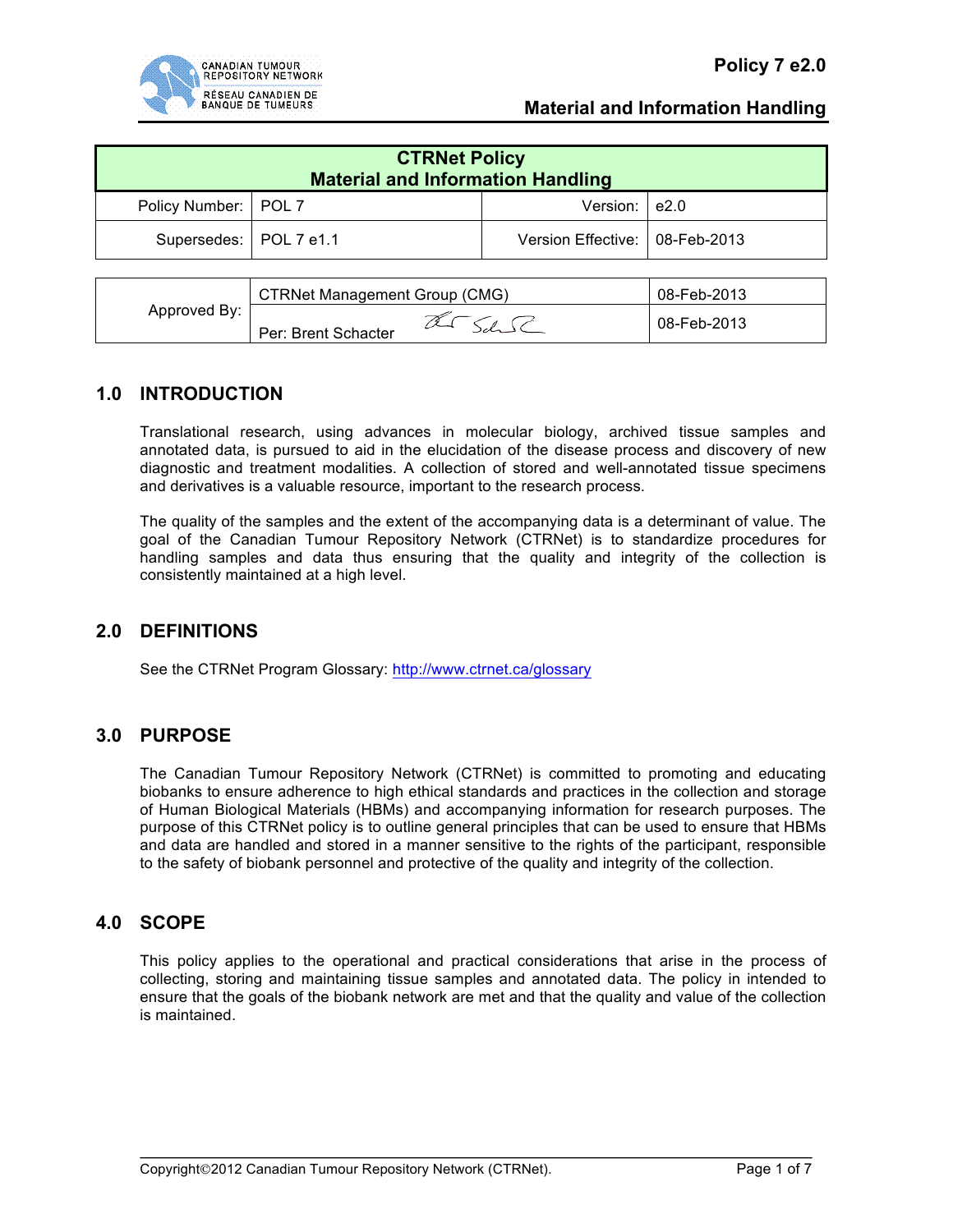| CTRNet Policy<br>Material and Information Handling | | | |
|---|---|---|---|
| Policy Number: | POL 7 | Version: | e2.0 |
| Supersedes: | POL 7 e1.1 | Version Effective: | 08-Feb-2013 |

| Approved By: | CTRNet Management Group (CMG) | 08-Feb-2013 |
|---|---|---|
| | Per: Brent Schacter | 08-Feb-2013 |

## 1.0 INTRODUCTION

Translational research, using advances in molecular biology, archived tissue samples and annotated data, is pursued to aid in the elucidation of the disease process and discovery of new diagnostic and treatment modalities. A collection of stored and well-annotated tissue specimens and derivatives is a valuable resource, important to the research process.

The quality of the samples and the extent of the accompanying data is a determinant of value. The goal of the Canadian Tumour Repository Network (CTRNet) is to standardize procedures for handling samples and data thus ensuring that the quality and integrity of the collection is consistently maintained at a high level.

## 2.0 DEFINITIONS

See the CTRNet Program Glossary: http://www.ctrnet.ca/glossary

## 3.0 PURPOSE

The Canadian Tumour Repository Network (CTRNet) is committed to promoting and educating biobanks to ensure adherence to high ethical standards and practices in the collection and storage of Human Biological Materials (HBMs) and accompanying information for research purposes. The purpose of this CTRNet policy is to outline general principles that can be used to ensure that HBMs and data are handled and stored in a manner sensitive to the rights of the participant, responsible to the safety of biobank personnel and protective of the quality and integrity of the collection.

## 4.0 SCOPE

This policy applies to the operational and practical considerations that arise in the process of collecting, storing and maintaining tissue samples and annotated data. The policy in intended to ensure that the goals of the biobank network are met and that the quality and value of the collection is maintained.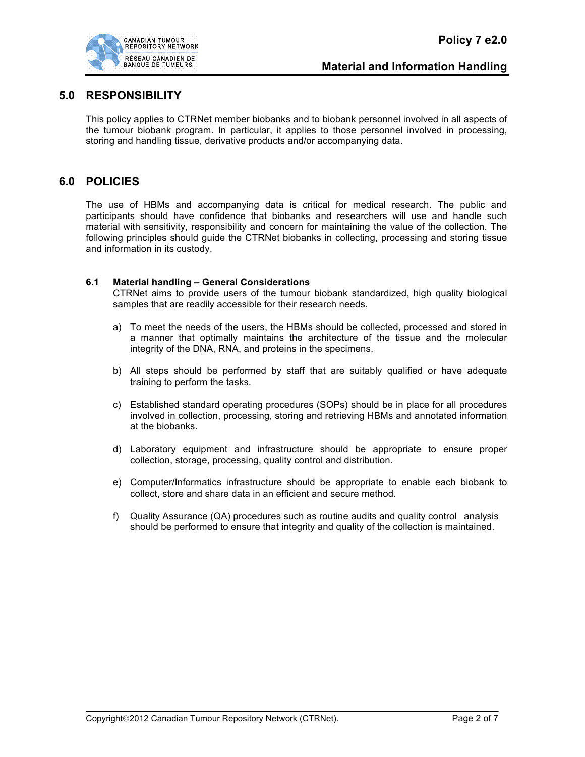## 5.0 RESPONSIBILITY

This policy applies to CTRNet member biobanks and to biobank personnel involved in all aspects of the tumour biobank program. In particular, it applies to those personnel involved in processing, storing and handling tissue, derivative products and/or accompanying data.

## 6.0 POLICIES

The use of HBMs and accompanying data is critical for medical research. The public and participants should have confidence that biobanks and researchers will use and handle such material with sensitivity, responsibility and concern for maintaining the value of the collection. The following principles should guide the CTRNet biobanks in collecting, processing and storing tissue and information in its custody.

### 6.1 Material handling – General Considerations

CTRNet aims to provide users of the tumour biobank standardized, high quality biological samples that are readily accessible for their research needs.

a) To meet the needs of the users, the HBMs should be collected, processed and stored in a manner that optimally maintains the architecture of the tissue and the molecular integrity of the DNA, RNA, and proteins in the specimens.

b) All steps should be performed by staff that are suitably qualified or have adequate training to perform the tasks.

c) Established standard operating procedures (SOPs) should be in place for all procedures involved in collection, processing, storing and retrieving HBMs and annotated information at the biobanks.

d) Laboratory equipment and infrastructure should be appropriate to ensure proper collection, storage, processing, quality control and distribution.

e) Computer/Informatics infrastructure should be appropriate to enable each biobank to collect, store and share data in an efficient and secure method.

f) Quality Assurance (QA) procedures such as routine audits and quality control analysis should be performed to ensure that integrity and quality of the collection is maintained.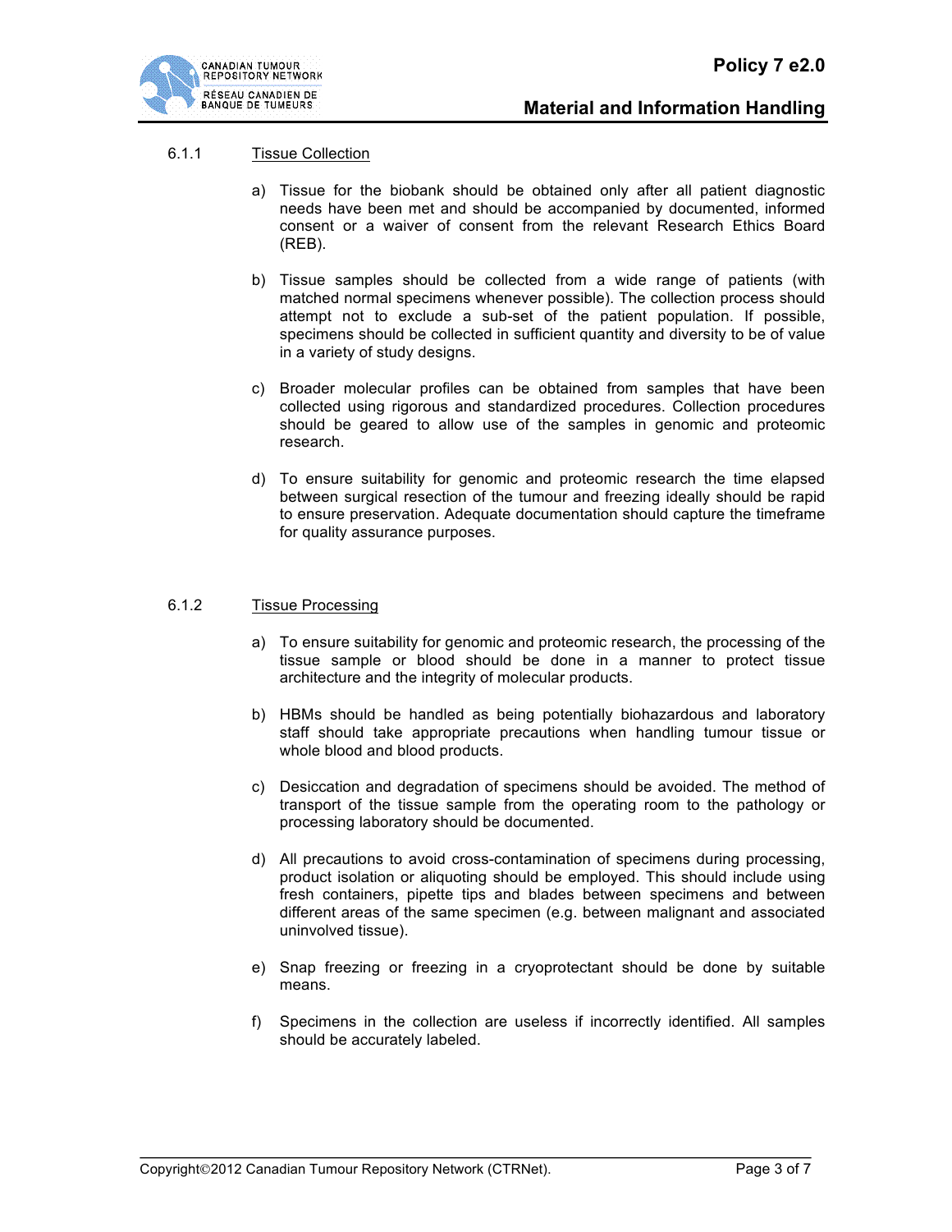### 6.1.1 Tissue Collection

a) Tissue for the biobank should be obtained only after all patient diagnostic needs have been met and should be accompanied by documented, informed consent or a waiver of consent from the relevant Research Ethics Board (REB).

b) Tissue samples should be collected from a wide range of patients (with matched normal specimens whenever possible). The collection process should attempt not to exclude a sub-set of the patient population. If possible, specimens should be collected in sufficient quantity and diversity to be of value in a variety of study designs.

c) Broader molecular profiles can be obtained from samples that have been collected using rigorous and standardized procedures. Collection procedures should be geared to allow use of the samples in genomic and proteomic research.

d) To ensure suitability for genomic and proteomic research the time elapsed between surgical resection of the tumour and freezing ideally should be rapid to ensure preservation. Adequate documentation should capture the timeframe for quality assurance purposes.

### 6.1.2 Tissue Processing

a) To ensure suitability for genomic and proteomic research, the processing of the tissue sample or blood should be done in a manner to protect tissue architecture and the integrity of molecular products.

b) HBMs should be handled as being potentially biohazardous and laboratory staff should take appropriate precautions when handling tumour tissue or whole blood and blood products.

c) Desiccation and degradation of specimens should be avoided. The method of transport of the tissue sample from the operating room to the pathology or processing laboratory should be documented.

d) All precautions to avoid cross-contamination of specimens during processing, product isolation or aliquoting should be employed. This should include using fresh containers, pipette tips and blades between specimens and between different areas of the same specimen (e.g. between malignant and associated uninvolved tissue).

e) Snap freezing or freezing in a cryoprotectant should be done by suitable means.

f) Specimens in the collection are useless if incorrectly identified. All samples should be accurately labeled.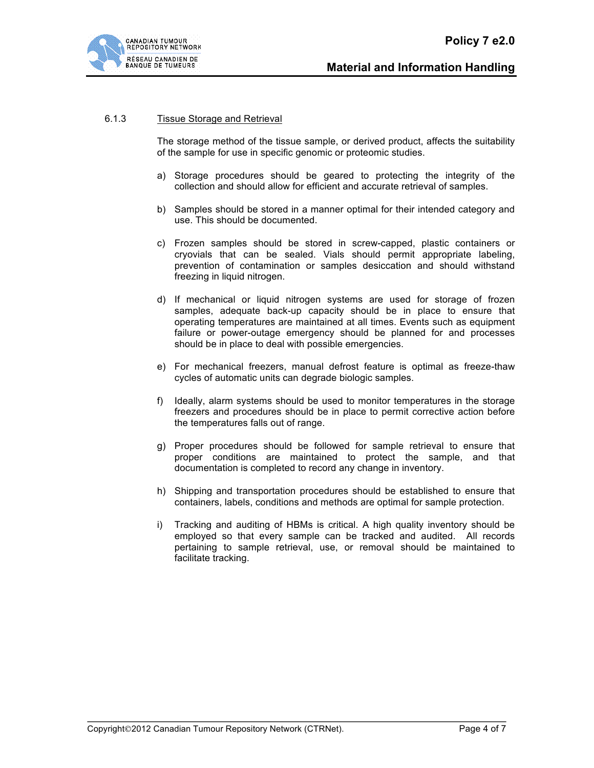#### 6.1.3 Tissue Storage and Retrieval

The storage method of the tissue sample, or derived product, affects the suitability of the sample for use in specific genomic or proteomic studies.

a) Storage procedures should be geared to protecting the integrity of the collection and should allow for efficient and accurate retrieval of samples.

b) Samples should be stored in a manner optimal for their intended category and use. This should be documented.

c) Frozen samples should be stored in screw-capped, plastic containers or cryovials that can be sealed. Vials should permit appropriate labeling, prevention of contamination or samples desiccation and should withstand freezing in liquid nitrogen.

d) If mechanical or liquid nitrogen systems are used for storage of frozen samples, adequate back-up capacity should be in place to ensure that operating temperatures are maintained at all times. Events such as equipment failure or power-outage emergency should be planned for and processes should be in place to deal with possible emergencies.

e) For mechanical freezers, manual defrost feature is optimal as freeze-thaw cycles of automatic units can degrade biologic samples.

f) Ideally, alarm systems should be used to monitor temperatures in the storage freezers and procedures should be in place to permit corrective action before the temperatures falls out of range.

g) Proper procedures should be followed for sample retrieval to ensure that proper conditions are maintained to protect the sample, and that documentation is completed to record any change in inventory.

h) Shipping and transportation procedures should be established to ensure that containers, labels, conditions and methods are optimal for sample protection.

i) Tracking and auditing of HBMs is critical. A high quality inventory should be employed so that every sample can be tracked and audited. All records pertaining to sample retrieval, use, or removal should be maintained to facilitate tracking.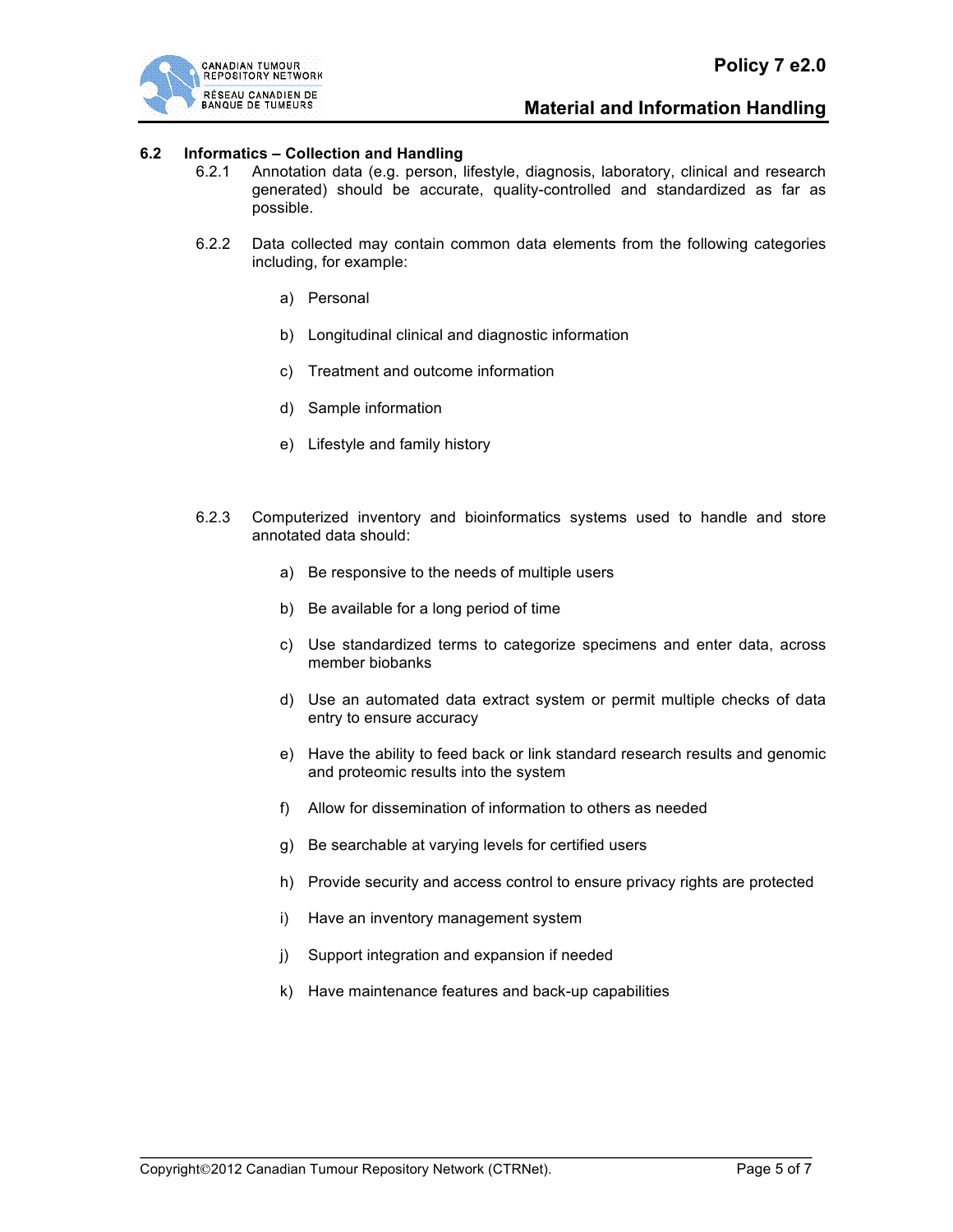### 6.2 Informatics – Collection and Handling

6.2.1 Annotation data (e.g. person, lifestyle, diagnosis, laboratory, clinical and research generated) should be accurate, quality-controlled and standardized as far as possible.

6.2.2 Data collected may contain common data elements from the following categories including, for example:

a) Personal

b) Longitudinal clinical and diagnostic information

c) Treatment and outcome information

d) Sample information

e) Lifestyle and family history

6.2.3 Computerized inventory and bioinformatics systems used to handle and store annotated data should:

a) Be responsive to the needs of multiple users

b) Be available for a long period of time

c) Use standardized terms to categorize specimens and enter data, across member biobanks

d) Use an automated data extract system or permit multiple checks of data entry to ensure accuracy

e) Have the ability to feed back or link standard research results and genomic and proteomic results into the system

f) Allow for dissemination of information to others as needed

g) Be searchable at varying levels for certified users

h) Provide security and access control to ensure privacy rights are protected

i) Have an inventory management system

j) Support integration and expansion if needed

k) Have maintenance features and back-up capabilities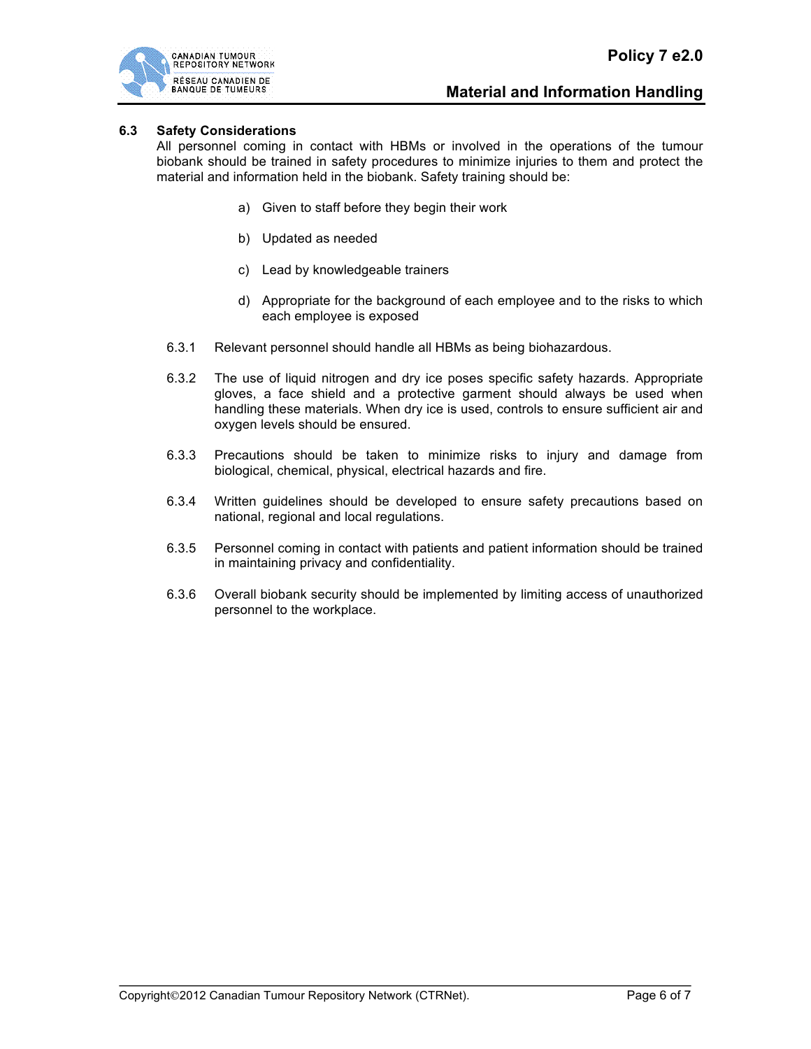### 6.3 Safety Considerations

All personnel coming in contact with HBMs or involved in the operations of the tumour biobank should be trained in safety procedures to minimize injuries to them and protect the material and information held in the biobank. Safety training should be:

a) Given to staff before they begin their work

b) Updated as needed

c) Lead by knowledgeable trainers

d) Appropriate for the background of each employee and to the risks to which each employee is exposed

6.3.1 Relevant personnel should handle all HBMs as being biohazardous.

6.3.2 The use of liquid nitrogen and dry ice poses specific safety hazards. Appropriate gloves, a face shield and a protective garment should always be used when handling these materials. When dry ice is used, controls to ensure sufficient air and oxygen levels should be ensured.

6.3.3 Precautions should be taken to minimize risks to injury and damage from biological, chemical, physical, electrical hazards and fire.

6.3.4 Written guidelines should be developed to ensure safety precautions based on national, regional and local regulations.

6.3.5 Personnel coming in contact with patients and patient information should be trained in maintaining privacy and confidentiality.

6.3.6 Overall biobank security should be implemented by limiting access of unauthorized personnel to the workplace.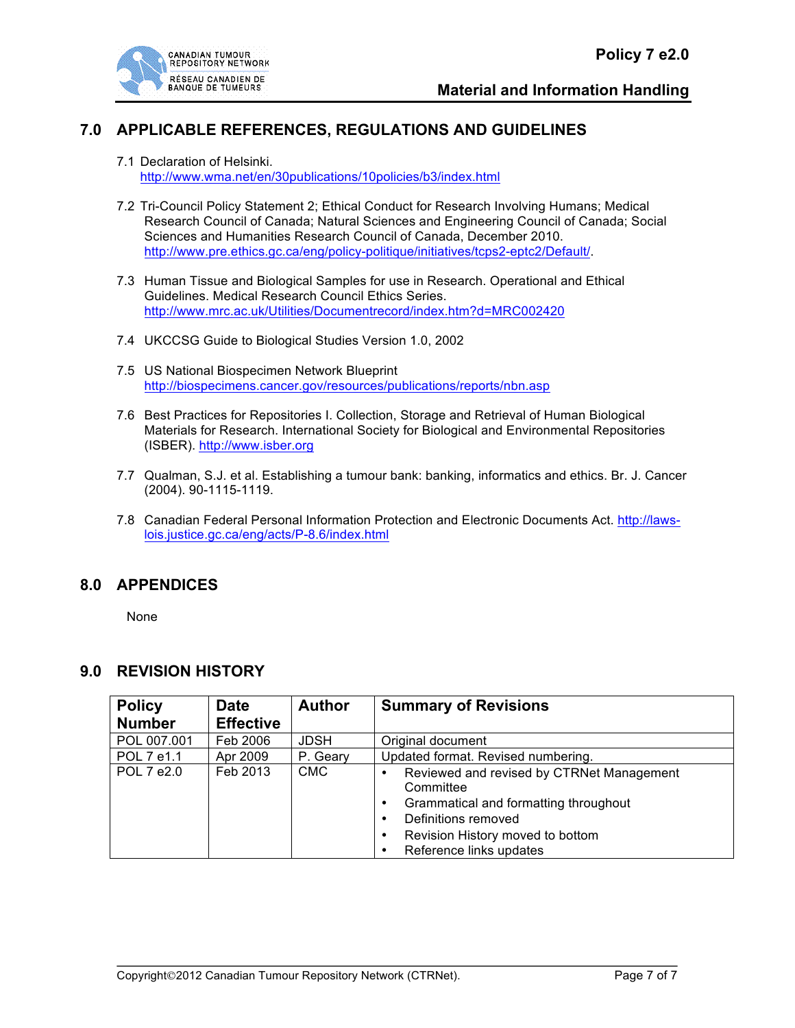## 7.0 APPLICABLE REFERENCES, REGULATIONS AND GUIDELINES

7.1 Declaration of Helsinki. http://www.wma.net/en/30publications/10policies/b3/index.html

7.2 Tri-Council Policy Statement 2; Ethical Conduct for Research Involving Humans; Medical Research Council of Canada; Natural Sciences and Engineering Council of Canada; Social Sciences and Humanities Research Council of Canada, December 2010. http://www.pre.ethics.gc.ca/eng/policy-politique/initiatives/tcps2-eptc2/Default/.

7.3 Human Tissue and Biological Samples for use in Research. Operational and Ethical Guidelines. Medical Research Council Ethics Series. http://www.mrc.ac.uk/Utilities/Documentrecord/index.htm?d=MRC002420

7.4 UKCCSG Guide to Biological Studies Version 1.0, 2002

7.5 US National Biospecimen Network Blueprint http://biospecimens.cancer.gov/resources/publications/reports/nbn.asp

7.6 Best Practices for Repositories I. Collection, Storage and Retrieval of Human Biological Materials for Research. International Society for Biological and Environmental Repositories (ISBER). http://www.isber.org

7.7 Qualman, S.J. et al. Establishing a tumour bank: banking, informatics and ethics. Br. J. Cancer (2004). 90-1115-1119.

7.8 Canadian Federal Personal Information Protection and Electronic Documents Act. http://laws-lois.justice.gc.ca/eng/acts/P-8.6/index.html

## 8.0 APPENDICES

None

## 9.0 REVISION HISTORY

| Policy Number | Date Effective | Author | Summary of Revisions |
|---|---|---|---|
| POL 007.001 | Feb 2006 | JDSH | Original document |
| POL 7 e1.1 | Apr 2009 | P. Geary | Updated format. Revised numbering. |
| POL 7 e2.0 | Feb 2013 | CMC | • Reviewed and revised by CTRNet Management Committee<br>• Grammatical and formatting throughout<br>• Definitions removed<br>• Revision History moved to bottom<br>• Reference links updates |

Copyright©2012 Canadian Tumour Repository Network (CTRNet).